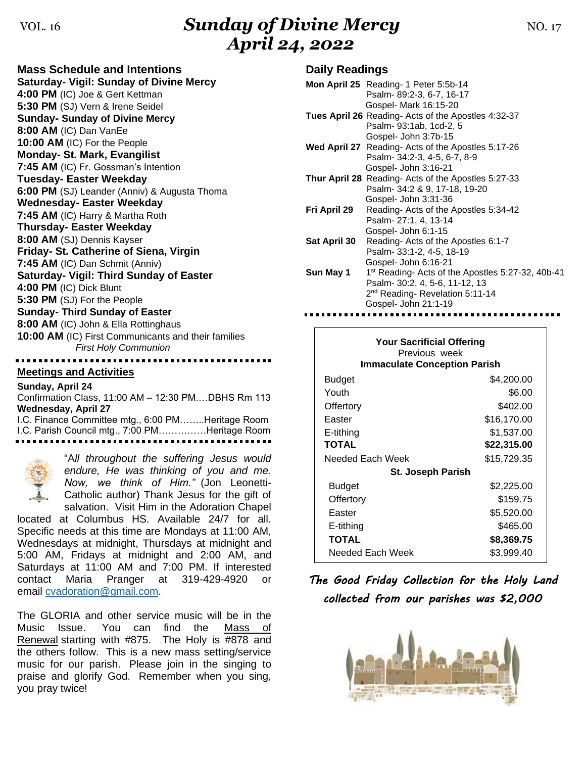# Sunday of Divine Mercy
## April 24, 2022

VOL. 16 NO. 17

## Mass Schedule and Intentions

**Saturday- Vigil: Sunday of Divine Mercy**
**4:00 PM** (IC) Joe & Gert Kettman
**5:30 PM** (SJ) Vern & Irene Seidel
**Sunday- Sunday of Divine Mercy**
**8:00 AM** (IC) Dan VanEe
**10:00 AM** (IC) For the People
**Monday- St. Mark, Evangilist**
**7:45 AM** (IC) Fr. Gossman's Intention
**Tuesday- Easter Weekday**
**6:00 PM** (SJ) Leander (Anniv) & Augusta Thoma
**Wednesday- Easter Weekday**
**7:45 AM** (IC) Harry & Martha Roth
**Thursday- Easter Weekday**
**8:00 AM** (SJ) Dennis Kayser
**Friday- St. Catherine of Siena, Virgin**
**7:45 AM** (IC) Dan Schmit (Anniv)
**Saturday- Vigil: Third Sunday of Easter**
**4:00 PM** (IC) Dick Blunt
**5:30 PM** (SJ) For the People
**Sunday- Third Sunday of Easter**
**8:00 AM** (IC) John & Ella Rottinghaus
**10:00 AM** (IC) First Communicants and their families
*First Holy Communion*

## Meetings and Activities

**Sunday, April 24**
Confirmation Class, 11:00 AM – 12:30 PM….DBHS Rm 113
**Wednesday, April 27**
I.C. Finance Committee mtg., 6:00 PM……..Heritage Room
I.C. Parish Council mtg., 7:00 PM……………Heritage Room

"A*ll throughout the suffering Jesus would endure, He was thinking of you and me. Now, we think of Him."* (Jon Leonetti- Catholic author) Thank Jesus for the gift of salvation. Visit Him in the Adoration Chapel located at Columbus HS. Available 24/7 for all. Specific needs at this time are Mondays at 11:00 AM, Wednesdays at midnight, Thursdays at midnight and 5:00 AM, Fridays at midnight and 2:00 AM, and Saturdays at 11:00 AM and 7:00 PM. If interested contact Maria Pranger at 319-429-4920 or email cvadoration@gmail.com.

The GLORIA and other service music will be in the Music Issue. You can find the Mass of Renewal starting with #875. The Holy is #878 and the others follow. This is a new mass setting/service music for our parish. Please join in the singing to praise and glorify God. Remember when you sing, you pray twice!

## Daily Readings

**Mon April 25** Reading- 1 Peter 5:5b-14
Psalm- 89:2-3, 6-7, 16-17
Gospel- Mark 16:15-20
**Tues April 26** Reading- Acts of the Apostles 4:32-37
Psalm- 93:1ab, 1cd-2, 5
Gospel- John 3:7b-15
**Wed April 27** Reading- Acts of the Apostles 5:17-26
Psalm- 34:2-3, 4-5, 6-7, 8-9
Gospel- John 3:16-21
**Thur April 28** Reading- Acts of the Apostles 5:27-33
Psalm- 34:2 & 9, 17-18, 19-20
Gospel- John 3:31-36
**Fri April 29** Reading- Acts of the Apostles 5:34-42
Psalm- 27:1, 4, 13-14
Gospel- John 6:1-15
**Sat April 30** Reading- Acts of the Apostles 6:1-7
Psalm- 33:1-2, 4-5, 18-19
Gospel- John 6:16-21
**Sun May 1** 1st Reading- Acts of the Apostles 5:27-32, 40b-41
Psalm- 30:2, 4, 5-6, 11-12, 13
2nd Reading- Revelation 5:11-14
Gospel- John 21:1-19

**Your Sacrificial Offering**
Previous week

| **Immaculate Conception Parish** | |
|---|---|
| Budget | $4,200.00 |
| Youth | $6.00 |
| Offertory | $402.00 |
| Easter | $16,170.00 |
| E-tithing | $1,537.00 |
| **TOTAL** | **$22,315.00** |
| Needed Each Week | $15,729.35 |
| **St. Joseph Parish** | |
| Budget | $2,225.00 |
| Offertory | $159.75 |
| Easter | $5,520.00 |
| E-tithing | $465.00 |
| **TOTAL** | **$8,369.75** |
| Needed Each Week | $3,999.40 |

***The Good Friday Collection for the Holy Land collected from our parishes was $2,000***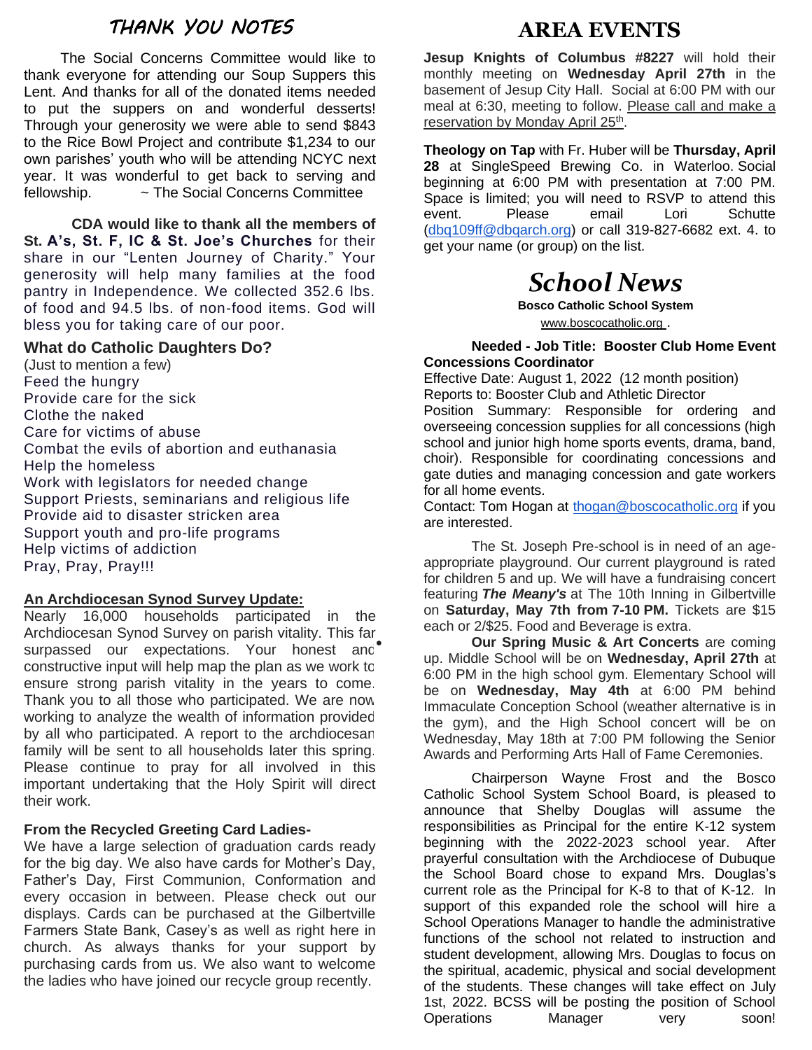# THANK YOU NOTES

The Social Concerns Committee would like to thank everyone for attending our Soup Suppers this Lent. And thanks for all of the donated items needed to put the suppers on and wonderful desserts! Through your generosity we were able to send $843 to the Rice Bowl Project and contribute $1,234 to our own parishes' youth who will be attending NCYC next year. It was wonderful to get back to serving and fellowship. ~ The Social Concerns Committee

**CDA would like to thank all the members of St. A's, St. F, IC & St. Joe's Churches** for their share in our "Lenten Journey of Charity." Your generosity will help many families at the food pantry in Independence. We collected 352.6 lbs. of food and 94.5 lbs. of non-food items. God will bless you for taking care of our poor.

### What do Catholic Daughters Do?

(Just to mention a few)
Feed the hungry
Provide care for the sick
Clothe the naked
Care for victims of abuse
Combat the evils of abortion and euthanasia
Help the homeless
Work with legislators for needed change
Support Priests, seminarians and religious life
Provide aid to disaster stricken area
Support youth and pro-life programs
Help victims of addiction
Pray, Pray, Pray!!!

**An Archdiocesan Synod Survey Update:**

Nearly 16,000 households participated in the Archdiocesan Synod Survey on parish vitality. This far surpassed our expectations. Your honest and constructive input will help map the plan as we work to ensure strong parish vitality in the years to come. Thank you to all those who participated. We are now working to analyze the wealth of information provided by all who participated. A report to the archdiocesan family will be sent to all households later this spring. Please continue to pray for all involved in this important undertaking that the Holy Spirit will direct their work.

**From the Recycled Greeting Card Ladies-**

We have a large selection of graduation cards ready for the big day. We also have cards for Mother's Day, Father's Day, First Communion, Conformation and every occasion in between. Please check out our displays. Cards can be purchased at the Gilbertville Farmers State Bank, Casey's as well as right here in church. As always thanks for your support by purchasing cards from us. We also want to welcome the ladies who have joined our recycle group recently.

# AREA EVENTS

**Jesup Knights of Columbus #8227** will hold their monthly meeting on **Wednesday April 27th** in the basement of Jesup City Hall. Social at 6:00 PM with our meal at 6:30, meeting to follow. Please call and make a reservation by Monday April 25th.

**Theology on Tap** with Fr. Huber will be **Thursday, April 28** at SingleSpeed Brewing Co. in Waterloo. Social beginning at 6:00 PM with presentation at 7:00 PM. Space is limited; you will need to RSVP to attend this event. Please email Lori Schutte (dbq109ff@dbqarch.org) or call 319-827-6682 ext. 4. to get your name (or group) on the list.

# School News

**Bosco Catholic School System**
www.boscocatholic.org .

**Needed - Job Title: Booster Club Home Event Concessions Coordinator**
Effective Date: August 1, 2022 (12 month position)
Reports to: Booster Club and Athletic Director
Position Summary: Responsible for ordering and overseeing concession supplies for all concessions (high school and junior high home sports events, drama, band, choir). Responsible for coordinating concessions and gate duties and managing concession and gate workers for all home events.
Contact: Tom Hogan at thogan@boscocatholic.org if you are interested.

The St. Joseph Pre-school is in need of an age-appropriate playground. Our current playground is rated for children 5 and up. We will have a fundraising concert featuring ***The Meany's*** at The 10th Inning in Gilbertville on **Saturday, May 7th from 7-10 PM.** Tickets are $15 each or 2/$25. Food and Beverage is extra.

**Our Spring Music & Art Concerts** are coming up. Middle School will be on **Wednesday, April 27th** at 6:00 PM in the high school gym. Elementary School will be on **Wednesday, May 4th** at 6:00 PM behind Immaculate Conception School (weather alternative is in the gym), and the High School concert will be on Wednesday, May 18th at 7:00 PM following the Senior Awards and Performing Arts Hall of Fame Ceremonies.

Chairperson Wayne Frost and the Bosco Catholic School System School Board, is pleased to announce that Shelby Douglas will assume the responsibilities as Principal for the entire K-12 system beginning with the 2022-2023 school year. After prayerful consultation with the Archdiocese of Dubuque the School Board chose to expand Mrs. Douglas's current role as the Principal for K-8 to that of K-12. In support of this expanded role the school will hire a School Operations Manager to handle the administrative functions of the school not related to instruction and student development, allowing Mrs. Douglas to focus on the spiritual, academic, physical and social development of the students. These changes will take effect on July 1st, 2022. BCSS will be posting the position of School Operations Manager very soon!